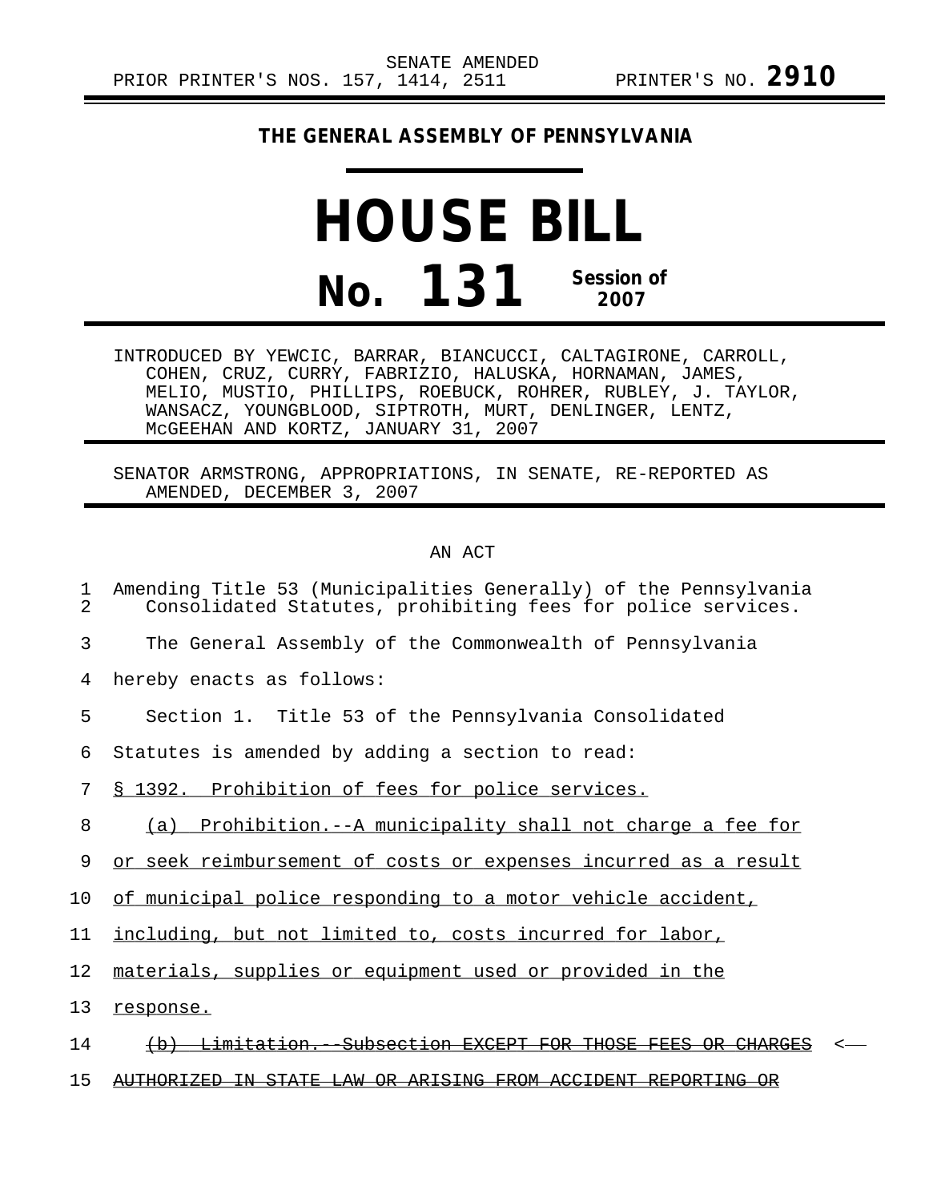SENATE AMENDED
PRIOR PRINTER'S NOS. 157, 1414, 2511 PRINTER'S NO. **2910**

**THE GENERAL ASSEMBLY OF PENNSYLVANIA**

# HOUSE BILL

# No. 131

**Session of 2007**

INTRODUCED BY YEWCIC, BARRAR, BIANCUCCI, CALTAGIRONE, CARROLL, COHEN, CRUZ, CURRY, FABRIZIO, HALUSKA, HORNAMAN, JAMES, MELIO, MUSTIO, PHILLIPS, ROEBUCK, ROHRER, RUBLEY, J. TAYLOR, WANSACZ, YOUNGBLOOD, SIPTROTH, MURT, DENLINGER, LENTZ, McGEEHAN AND KORTZ, JANUARY 31, 2007

SENATOR ARMSTRONG, APPROPRIATIONS, IN SENATE, RE-REPORTED AS AMENDED, DECEMBER 3, 2007

AN ACT

1 Amending Title 53 (Municipalities Generally) of the Pennsylvania
2 Consolidated Statutes, prohibiting fees for police services.

3 The General Assembly of the Commonwealth of Pennsylvania
4 hereby enacts as follows:

5 Section 1. Title 53 of the Pennsylvania Consolidated
6 Statutes is amended by adding a section to read:

7 <u>§ 1392. Prohibition of fees for police services.</u>

8 <u>(a) Prohibition.--A municipality shall not charge a fee for</u>
9 <u>or seek reimbursement of costs or expenses incurred as a result</u>
10 <u>of municipal police responding to a motor vehicle accident,</u>
11 <u>including, but not limited to, costs incurred for labor,</u>
12 <u>materials, supplies or equipment used or provided in the</u>
13 <u>response.</u>

14 ~~(b) Limitation.--Subsection EXCEPT FOR THOSE FEES OR CHARGES~~ <
15 ~~AUTHORIZED IN STATE LAW OR ARISING FROM ACCIDENT REPORTING OR~~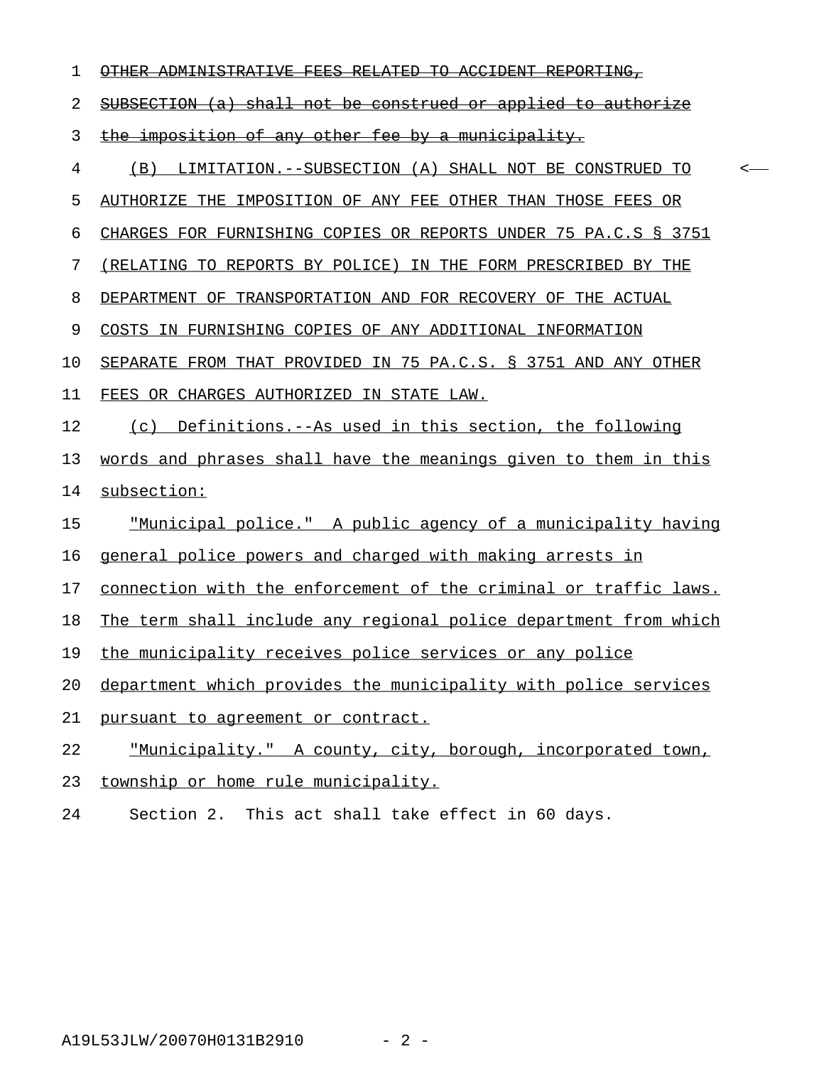~~OTHER ADMINISTRATIVE FEES RELATED TO ACCIDENT REPORTING,~~
~~SUBSECTION (a) shall not be construed or applied to authorize~~
~~the imposition of any other fee by a municipality.~~

(B) LIMITATION.--SUBSECTION (A) SHALL NOT BE CONSTRUED TO AUTHORIZE THE IMPOSITION OF ANY FEE OTHER THAN THOSE FEES OR CHARGES FOR FURNISHING COPIES OR REPORTS UNDER 75 PA.C.S § 3751 (RELATING TO REPORTS BY POLICE) IN THE FORM PRESCRIBED BY THE DEPARTMENT OF TRANSPORTATION AND FOR RECOVERY OF THE ACTUAL COSTS IN FURNISHING COPIES OF ANY ADDITIONAL INFORMATION SEPARATE FROM THAT PROVIDED IN 75 PA.C.S. § 3751 AND ANY OTHER FEES OR CHARGES AUTHORIZED IN STATE LAW.

(c) Definitions.--As used in this section, the following words and phrases shall have the meanings given to them in this subsection:

"Municipal police." A public agency of a municipality having general police powers and charged with making arrests in connection with the enforcement of the criminal or traffic laws. The term shall include any regional police department from which the municipality receives police services or any police department which provides the municipality with police services pursuant to agreement or contract.

"Municipality." A county, city, borough, incorporated town, township or home rule municipality.

Section 2. This act shall take effect in 60 days.